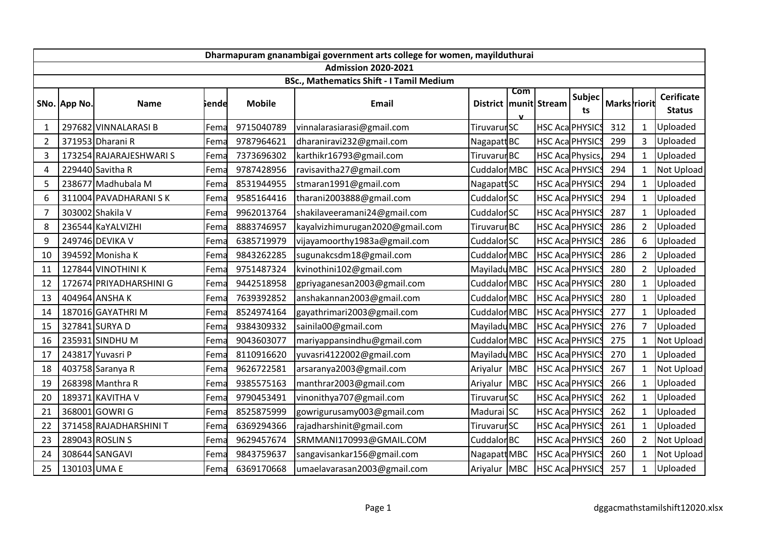| Dharmapuram gnanambigai government arts college for women, mayilduthurai | | | | | | | | | | | | | |
|---|---|---|---|---|---|---|---|---|---|---|---|---|---|
| Admission 2020-2021 | | | | | | | | | | | | | |
| BSc., Mathematics Shift - I Tamil Medium | | | | | | | | | | | | | |
| SNo. | App No. | Name | Gende | Mobile | Email | District | Community | Stream | Subjects | Marks | Priority | Cerificate Status |
| 1 | 297682 | VINNALARASI B | Fema | 9715040789 | vinnalarasiarasi@gmail.com | Tiruvarur | SC | HSC Aca | PHYSICS | 312 | 1 | Uploaded |
| 2 | 371953 | Dharani R | Fema | 9787964621 | dharaniravi232@gmail.com | Nagapatt | BC | HSC Aca | PHYSICS | 299 | 3 | Uploaded |
| 3 | 173254 | RAJARAJESHWARI S | Fema | 7373696302 | karthikr16793@gmail.com | Tiruvarur | BC | HSC Aca | Physics, | 294 | 1 | Uploaded |
| 4 | 229440 | Savitha R | Fema | 9787428956 | ravisavitha27@gmail.com | Cuddalor | MBC | HSC Aca | PHYSICS | 294 | 1 | Not Upload |
| 5 | 238677 | Madhubala M | Fema | 8531944955 | stmaran1991@gmail.com | Nagapatt | SC | HSC Aca | PHYSICS | 294 | 1 | Uploaded |
| 6 | 311004 | PAVADHARANI S K | Fema | 9585164416 | tharani2003888@gmail.com | Cuddalor | SC | HSC Aca | PHYSICS | 294 | 1 | Uploaded |
| 7 | 303002 | Shakila V | Fema | 9962013764 | shakilaveeramani24@gmail.com | Cuddalor | SC | HSC Aca | PHYSICS | 287 | 1 | Uploaded |
| 8 | 236544 | KaYALVIZHI | Fema | 8883746957 | kayalvizhimurugan2020@gmail.com | Tiruvarur | BC | HSC Aca | PHYSICS | 286 | 2 | Uploaded |
| 9 | 249746 | DEVIKA V | Fema | 6385719979 | vijayamoorthy1983a@gmail.com | Cuddalor | SC | HSC Aca | PHYSICS | 286 | 6 | Uploaded |
| 10 | 394592 | Monisha K | Fema | 9843262285 | sugunakcsdm18@gmail.com | Cuddalor | MBC | HSC Aca | PHYSICS | 286 | 2 | Uploaded |
| 11 | 127844 | VINOTHINI K | Fema | 9751487324 | kvinothini102@gmail.com | Mayiladu | MBC | HSC Aca | PHYSICS | 280 | 2 | Uploaded |
| 12 | 172674 | PRIYADHARSHINI G | Fema | 9442518958 | gpriyaganesan2003@gmail.com | Cuddalor | MBC | HSC Aca | PHYSICS | 280 | 1 | Uploaded |
| 13 | 404964 | ANSHA K | Fema | 7639392852 | anshakannan2003@gmail.com | Cuddalor | MBC | HSC Aca | PHYSICS | 280 | 1 | Uploaded |
| 14 | 187016 | GAYATHRI M | Fema | 8524974164 | gayathrimari2003@gmail.com | Cuddalor | MBC | HSC Aca | PHYSICS | 277 | 1 | Uploaded |
| 15 | 327841 | SURYA D | Fema | 9384309332 | sainila00@gmail.com | Mayiladu | MBC | HSC Aca | PHYSICS | 276 | 7 | Uploaded |
| 16 | 235931 | SINDHU M | Fema | 9043603077 | mariyappansindhu@gmail.com | Cuddalor | MBC | HSC Aca | PHYSICS | 275 | 1 | Not Upload |
| 17 | 243817 | Yuvasri P | Fema | 8110916620 | yuvasri4122002@gmail.com | Mayiladu | MBC | HSC Aca | PHYSICS | 270 | 1 | Uploaded |
| 18 | 403758 | Saranya R | Fema | 9626722581 | arsaranya2003@gmail.com | Ariyalur | MBC | HSC Aca | PHYSICS | 267 | 1 | Not Upload |
| 19 | 268398 | Manthra R | Fema | 9385575163 | manthrar2003@gmail.com | Ariyalur | MBC | HSC Aca | PHYSICS | 266 | 1 | Uploaded |
| 20 | 189371 | KAVITHA V | Fema | 9790453491 | vinonithya707@gmail.com | Tiruvarur | SC | HSC Aca | PHYSICS | 262 | 1 | Uploaded |
| 21 | 368001 | GOWRI G | Fema | 8525875999 | gowrigurusamy003@gmail.com | Madurai | SC | HSC Aca | PHYSICS | 262 | 1 | Uploaded |
| 22 | 371458 | RAJADHARSHINI T | Fema | 6369294366 | rajadharshinit@gmail.com | Tiruvarur | SC | HSC Aca | PHYSICS | 261 | 1 | Uploaded |
| 23 | 289043 | ROSLIN S | Fema | 9629457674 | SRMMANI170993@GMAIL.COM | Cuddalor | BC | HSC Aca | PHYSICS | 260 | 2 | Not Upload |
| 24 | 308644 | SANGAVI | Fema | 9843759637 | sangavisankar156@gmail.com | Nagapatt | MBC | HSC Aca | PHYSICS | 260 | 1 | Not Upload |
| 25 | 130103 | UMA E | Fema | 6369170668 | umaelavarasan2003@gmail.com | Ariyalur | MBC | HSC Aca | PHYSICS | 257 | 1 | Uploaded |

dggacmathstamilshift12020.xlsx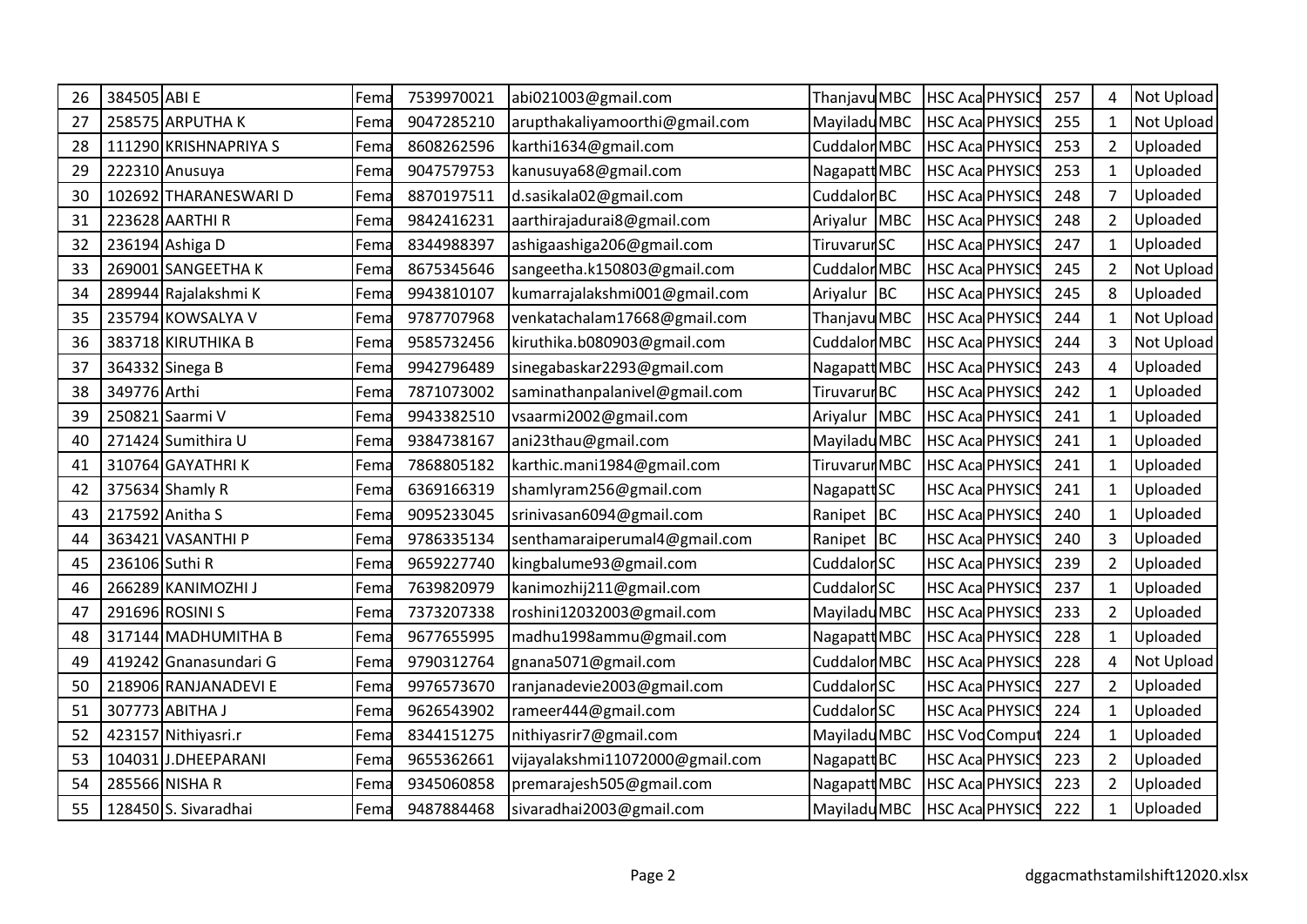| 26 | 384505 | ABI E | Fema | 7539970021 | abi021003@gmail.com | Thanjavu | MBC | HSC Aca | PHYSICS | 257 | 4 | Not Upload |
|---|---|---|---|---|---|---|---|---|---|---|---|---|
| 27 | 258575 | ARPUTHA K | Fema | 9047285210 | arupthakaliyamoorthi@gmail.com | Mayiladu | MBC | HSC Aca | PHYSICS | 255 | 1 | Not Upload |
| 28 | 111290 | KRISHNAPRIYA S | Fema | 8608262596 | karthi1634@gmail.com | Cuddalor | MBC | HSC Aca | PHYSICS | 253 | 2 | Uploaded |
| 29 | 222310 | Anusuya | Fema | 9047579753 | kanusuya68@gmail.com | Nagapatt | MBC | HSC Aca | PHYSICS | 253 | 1 | Uploaded |
| 30 | 102692 | THARANESWARI D | Fema | 8870197511 | d.sasikala02@gmail.com | Cuddalor | BC | HSC Aca | PHYSICS | 248 | 7 | Uploaded |
| 31 | 223628 | AARTHI R | Fema | 9842416231 | aarthirajadurai8@gmail.com | Ariyalur | MBC | HSC Aca | PHYSICS | 248 | 2 | Uploaded |
| 32 | 236194 | Ashiga D | Fema | 8344988397 | ashigaashiga206@gmail.com | Tiruvarur | SC | HSC Aca | PHYSICS | 247 | 1 | Uploaded |
| 33 | 269001 | SANGEETHA K | Fema | 8675345646 | sangeetha.k150803@gmail.com | Cuddalor | MBC | HSC Aca | PHYSICS | 245 | 2 | Not Upload |
| 34 | 289944 | Rajalakshmi K | Fema | 9943810107 | kumarrajalakshmi001@gmail.com | Ariyalur | BC | HSC Aca | PHYSICS | 245 | 8 | Uploaded |
| 35 | 235794 | KOWSALYA V | Fema | 9787707968 | venkatachalam17668@gmail.com | Thanjavu | MBC | HSC Aca | PHYSICS | 244 | 1 | Not Upload |
| 36 | 383718 | KIRUTHIKA B | Fema | 9585732456 | kiruthika.b080903@gmail.com | Cuddalor | MBC | HSC Aca | PHYSICS | 244 | 3 | Not Upload |
| 37 | 364332 | Sinega B | Fema | 9942796489 | sinegabaskar2293@gmail.com | Nagapatt | MBC | HSC Aca | PHYSICS | 243 | 4 | Uploaded |
| 38 | 349776 | Arthi | Fema | 7871073002 | saminathanpalanivel@gmail.com | Tiruvarur | BC | HSC Aca | PHYSICS | 242 | 1 | Uploaded |
| 39 | 250821 | Saarmi V | Fema | 9943382510 | vsaarmi2002@gmail.com | Ariyalur | MBC | HSC Aca | PHYSICS | 241 | 1 | Uploaded |
| 40 | 271424 | Sumithira U | Fema | 9384738167 | ani23thau@gmail.com | Mayiladu | MBC | HSC Aca | PHYSICS | 241 | 1 | Uploaded |
| 41 | 310764 | GAYATHRI K | Fema | 7868805182 | karthic.mani1984@gmail.com | Tiruvarur | MBC | HSC Aca | PHYSICS | 241 | 1 | Uploaded |
| 42 | 375634 | Shamly R | Fema | 6369166319 | shamlyram256@gmail.com | Nagapatt | SC | HSC Aca | PHYSICS | 241 | 1 | Uploaded |
| 43 | 217592 | Anitha S | Fema | 9095233045 | srinivasan6094@gmail.com | Ranipet | BC | HSC Aca | PHYSICS | 240 | 1 | Uploaded |
| 44 | 363421 | VASANTHI P | Fema | 9786335134 | senthamaraiperumal4@gmail.com | Ranipet | BC | HSC Aca | PHYSICS | 240 | 3 | Uploaded |
| 45 | 236106 | Suthi R | Fema | 9659227740 | kingbalume93@gmail.com | Cuddalor | SC | HSC Aca | PHYSICS | 239 | 2 | Uploaded |
| 46 | 266289 | KANIMOZHI J | Fema | 7639820979 | kanimozhij211@gmail.com | Cuddalor | SC | HSC Aca | PHYSICS | 237 | 1 | Uploaded |
| 47 | 291696 | ROSINI S | Fema | 7373207338 | roshini12032003@gmail.com | Mayiladu | MBC | HSC Aca | PHYSICS | 233 | 2 | Uploaded |
| 48 | 317144 | MADHUMITHA B | Fema | 9677655995 | madhu1998ammu@gmail.com | Nagapatt | MBC | HSC Aca | PHYSICS | 228 | 1 | Uploaded |
| 49 | 419242 | Gnanasundari G | Fema | 9790312764 | gnana5071@gmail.com | Cuddalor | MBC | HSC Aca | PHYSICS | 228 | 4 | Not Upload |
| 50 | 218906 | RANJANADEVI E | Fema | 9976573670 | ranjanadevie2003@gmail.com | Cuddalor | SC | HSC Aca | PHYSICS | 227 | 2 | Uploaded |
| 51 | 307773 | ABITHA J | Fema | 9626543902 | rameer444@gmail.com | Cuddalor | SC | HSC Aca | PHYSICS | 224 | 1 | Uploaded |
| 52 | 423157 | Nithiyasri.r | Fema | 8344151275 | nithiyasrir7@gmail.com | Mayiladu | MBC | HSC Voc | Comput | 224 | 1 | Uploaded |
| 53 | 104031 | J.DHEEPARANI | Fema | 9655362661 | vijayalakshmi11072000@gmail.com | Nagapatt | BC | HSC Aca | PHYSICS | 223 | 2 | Uploaded |
| 54 | 285566 | NISHA R | Fema | 9345060858 | premarajesh505@gmail.com | Nagapatt | MBC | HSC Aca | PHYSICS | 223 | 2 | Uploaded |
| 55 | 128450 | S. Sivaradhai | Fema | 9487884468 | sivaradhai2003@gmail.com | Mayiladu | MBC | HSC Aca | PHYSICS | 222 | 1 | Uploaded |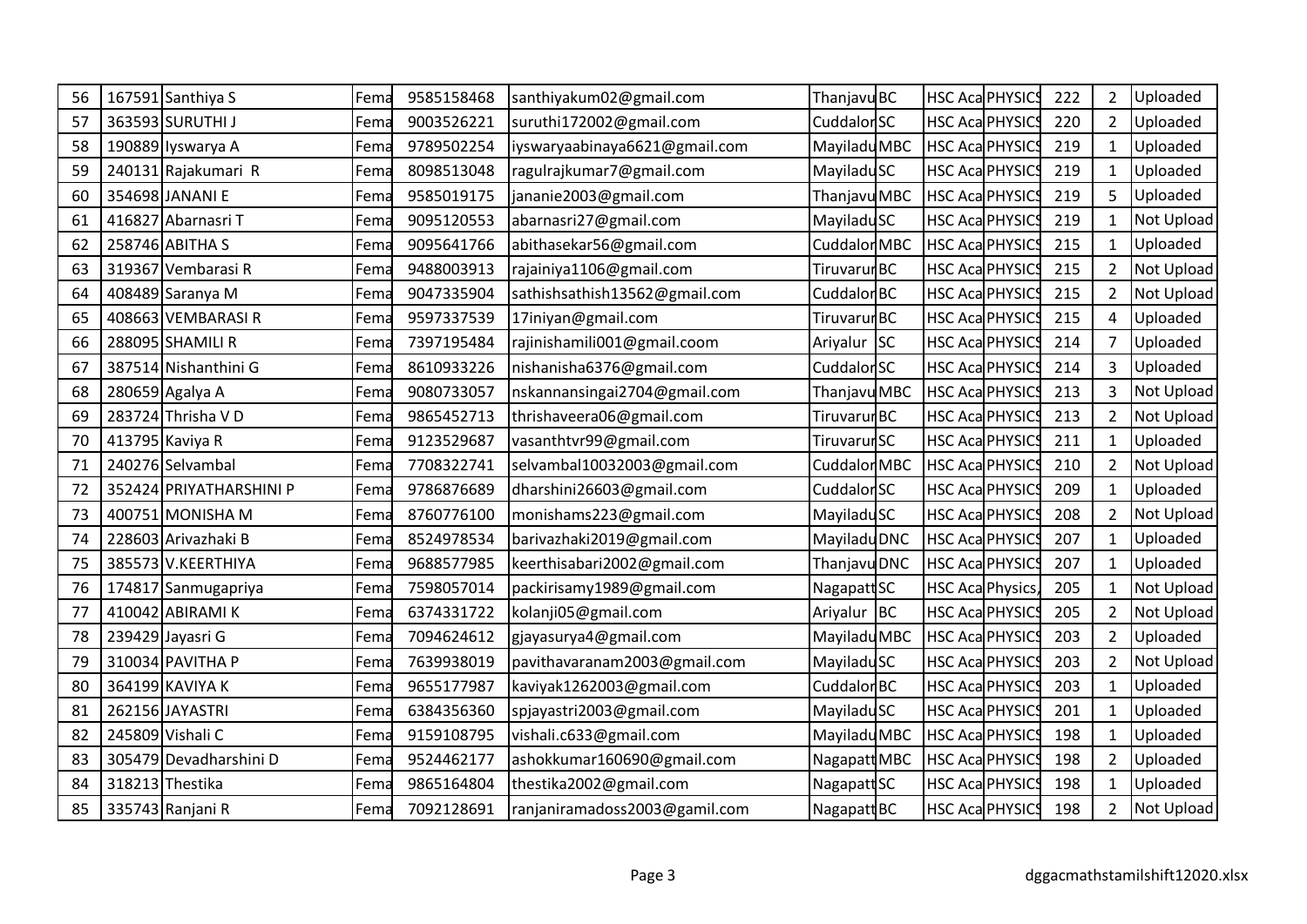| 56 | 167591 | Santhiya S | Fema | 9585158468 | santhiyakum02@gmail.com | Thanjavu | BC | HSC Aca | PHYSICS | 222 | 2 | Uploaded |
|---|---|---|---|---|---|---|---|---|---|---|---|---|
| 57 | 363593 | SURUTHI J | Fema | 9003526221 | suruthi172002@gmail.com | Cuddalor | SC | HSC Aca | PHYSICS | 220 | 2 | Uploaded |
| 58 | 190889 | Iyswarya A | Fema | 9789502254 | iyswaryaabinaya6621@gmail.com | Mayiladu | MBC | HSC Aca | PHYSICS | 219 | 1 | Uploaded |
| 59 | 240131 | Rajakumari R | Fema | 8098513048 | ragulrajkumar7@gmail.com | Mayiladu | SC | HSC Aca | PHYSICS | 219 | 1 | Uploaded |
| 60 | 354698 | JANANI E | Fema | 9585019175 | jananie2003@gmail.com | Thanjavu | MBC | HSC Aca | PHYSICS | 219 | 5 | Uploaded |
| 61 | 416827 | Abarnasri T | Fema | 9095120553 | abarnasri27@gmail.com | Mayiladu | SC | HSC Aca | PHYSICS | 219 | 1 | Not Upload |
| 62 | 258746 | ABITHA S | Fema | 9095641766 | abithasekar56@gmail.com | Cuddalor | MBC | HSC Aca | PHYSICS | 215 | 1 | Uploaded |
| 63 | 319367 | Vembarasi R | Fema | 9488003913 | rajainiya1106@gmail.com | Tiruvarur | BC | HSC Aca | PHYSICS | 215 | 2 | Not Upload |
| 64 | 408489 | Saranya M | Fema | 9047335904 | sathishsathish13562@gmail.com | Cuddalor | BC | HSC Aca | PHYSICS | 215 | 2 | Not Upload |
| 65 | 408663 | VEMBARASI R | Fema | 9597337539 | 17iniyan@gmail.com | Tiruvarur | BC | HSC Aca | PHYSICS | 215 | 4 | Uploaded |
| 66 | 288095 | SHAMILI R | Fema | 7397195484 | rajinishamili001@gmail.coom | Ariyalur | SC | HSC Aca | PHYSICS | 214 | 7 | Uploaded |
| 67 | 387514 | Nishanthini G | Fema | 8610933226 | nishanisha6376@gmail.com | Cuddalor | SC | HSC Aca | PHYSICS | 214 | 3 | Uploaded |
| 68 | 280659 | Agalya A | Fema | 9080733057 | nskannansingai2704@gmail.com | Thanjavu | MBC | HSC Aca | PHYSICS | 213 | 3 | Not Upload |
| 69 | 283724 | Thrisha V D | Fema | 9865452713 | thrishaveera06@gmail.com | Tiruvarur | BC | HSC Aca | PHYSICS | 213 | 2 | Not Upload |
| 70 | 413795 | Kaviya R | Fema | 9123529687 | vasanthtvr99@gmail.com | Tiruvarur | SC | HSC Aca | PHYSICS | 211 | 1 | Uploaded |
| 71 | 240276 | Selvambal | Fema | 7708322741 | selvambal10032003@gmail.com | Cuddalor | MBC | HSC Aca | PHYSICS | 210 | 2 | Not Upload |
| 72 | 352424 | PRIYATHARSHINI P | Fema | 9786876689 | dharshini26603@gmail.com | Cuddalor | SC | HSC Aca | PHYSICS | 209 | 1 | Uploaded |
| 73 | 400751 | MONISHA M | Fema | 8760776100 | monishams223@gmail.com | Mayiladu | SC | HSC Aca | PHYSICS | 208 | 2 | Not Upload |
| 74 | 228603 | Arivazhaki B | Fema | 8524978534 | barivazhaki2019@gmail.com | Mayiladu | DNC | HSC Aca | PHYSICS | 207 | 1 | Uploaded |
| 75 | 385573 | V.KEERTHIYA | Fema | 9688577985 | keerthisabari2002@gmail.com | Thanjavu | DNC | HSC Aca | PHYSICS | 207 | 1 | Uploaded |
| 76 | 174817 | Sanmugapriya | Fema | 7598057014 | packirisamy1989@gmail.com | Nagapatt | SC | HSC Aca | Physics, | 205 | 1 | Not Upload |
| 77 | 410042 | ABIRAMI K | Fema | 6374331722 | kolanji05@gmail.com | Ariyalur | BC | HSC Aca | PHYSICS | 205 | 2 | Not Upload |
| 78 | 239429 | Jayasri G | Fema | 7094624612 | gjayasurya4@gmail.com | Mayiladu | MBC | HSC Aca | PHYSICS | 203 | 2 | Uploaded |
| 79 | 310034 | PAVITHA P | Fema | 7639938019 | pavithavaranam2003@gmail.com | Mayiladu | SC | HSC Aca | PHYSICS | 203 | 2 | Not Upload |
| 80 | 364199 | KAVIYA K | Fema | 9655177987 | kaviyak1262003@gmail.com | Cuddalor | BC | HSC Aca | PHYSICS | 203 | 1 | Uploaded |
| 81 | 262156 | JAYASTRI | Fema | 6384356360 | spjayastri2003@gmail.com | Mayiladu | SC | HSC Aca | PHYSICS | 201 | 1 | Uploaded |
| 82 | 245809 | Vishali C | Fema | 9159108795 | vishali.c633@gmail.com | Mayiladu | MBC | HSC Aca | PHYSICS | 198 | 1 | Uploaded |
| 83 | 305479 | Devadharshini D | Fema | 9524462177 | ashokkumar160690@gmail.com | Nagapatt | MBC | HSC Aca | PHYSICS | 198 | 2 | Uploaded |
| 84 | 318213 | Thestika | Fema | 9865164804 | thestika2002@gmail.com | Nagapatt | SC | HSC Aca | PHYSICS | 198 | 1 | Uploaded |
| 85 | 335743 | Ranjani R | Fema | 7092128691 | ranjaniramadoss2003@gamil.com | Nagapatt | BC | HSC Aca | PHYSICS | 198 | 2 | Not Upload |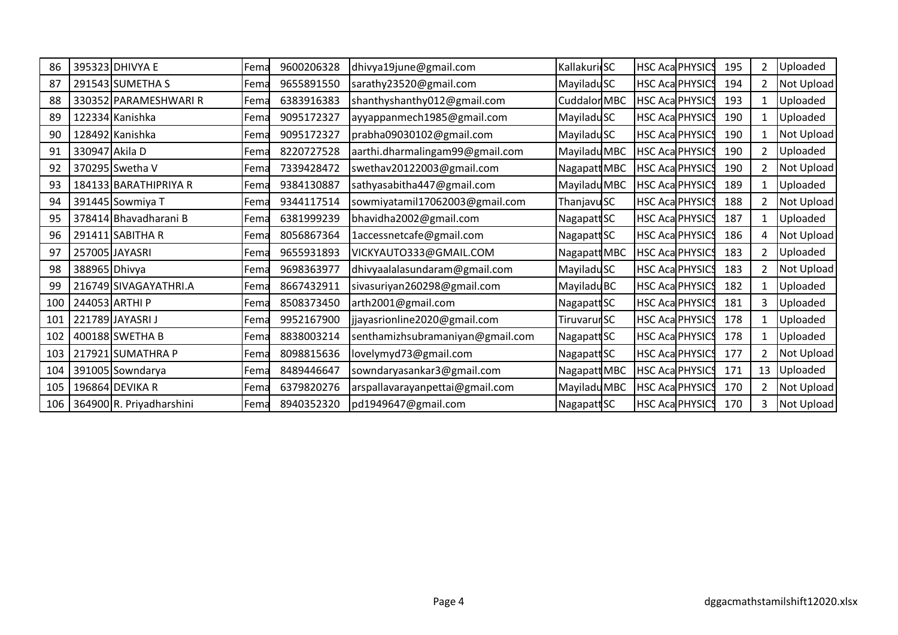| | | | | | | | | | | | | |
|---|---|---|---|---|---|---|---|---|---|---|---|---|
| 86 | 395323 | DHIVYA E | Fema | 9600206328 | dhivya19june@gmail.com | Kallakuri | SC | HSC Aca | PHYSICS | 195 | 2 | Uploaded |
| 87 | 291543 | SUMETHA S | Fema | 9655891550 | sarathy23520@gmail.com | Mayiladu | SC | HSC Aca | PHYSICS | 194 | 2 | Not Upload |
| 88 | 330352 | PARAMESHWARI R | Fema | 6383916383 | shanthyshanthy012@gmail.com | Cuddalor | MBC | HSC Aca | PHYSICS | 193 | 1 | Uploaded |
| 89 | 122334 | Kanishka | Fema | 9095172327 | ayyappanmech1985@gmail.com | Mayiladu | SC | HSC Aca | PHYSICS | 190 | 1 | Uploaded |
| 90 | 128492 | Kanishka | Fema | 9095172327 | prabha09030102@gmail.com | Mayiladu | SC | HSC Aca | PHYSICS | 190 | 1 | Not Upload |
| 91 | 330947 | Akila D | Fema | 8220727528 | aarthi.dharmalingam99@gmail.com | Mayiladu | MBC | HSC Aca | PHYSICS | 190 | 2 | Uploaded |
| 92 | 370295 | Swetha V | Fema | 7339428472 | swethav20122003@gmail.com | Nagapatt | MBC | HSC Aca | PHYSICS | 190 | 2 | Not Upload |
| 93 | 184133 | BARATHIPRIYA R | Fema | 9384130887 | sathyasabitha447@gmail.com | Mayiladu | MBC | HSC Aca | PHYSICS | 189 | 1 | Uploaded |
| 94 | 391445 | Sowmiya T | Fema | 9344117514 | sowmiyatamil17062003@gmail.com | Thanjavu | SC | HSC Aca | PHYSICS | 188 | 2 | Not Upload |
| 95 | 378414 | Bhavadharani B | Fema | 6381999239 | bhavidha2002@gmail.com | Nagapatt | SC | HSC Aca | PHYSICS | 187 | 1 | Uploaded |
| 96 | 291411 | SABITHA R | Fema | 8056867364 | 1accessnetcafe@gmail.com | Nagapatt | SC | HSC Aca | PHYSICS | 186 | 4 | Not Upload |
| 97 | 257005 | JAYASRI | Fema | 9655931893 | VICKYAUTO333@GMAIL.COM | Nagapatt | MBC | HSC Aca | PHYSICS | 183 | 2 | Uploaded |
| 98 | 388965 | Dhivya | Fema | 9698363977 | dhivyaalalasundaram@gmail.com | Mayiladu | SC | HSC Aca | PHYSICS | 183 | 2 | Not Upload |
| 99 | 216749 | SIVAGAYATHRI.A | Fema | 8667432911 | sivasuriyan260298@gmail.com | Mayiladu | BC | HSC Aca | PHYSICS | 182 | 1 | Uploaded |
| 100 | 244053 | ARTHI P | Fema | 8508373450 | arth2001@gmail.com | Nagapatt | SC | HSC Aca | PHYSICS | 181 | 3 | Uploaded |
| 101 | 221789 | JAYASRI J | Fema | 9952167900 | jjayasrionline2020@gmail.com | Tiruvarur | SC | HSC Aca | PHYSICS | 178 | 1 | Uploaded |
| 102 | 400188 | SWETHA B | Fema | 8838003214 | senthamizhsubramaniyan@gmail.com | Nagapatt | SC | HSC Aca | PHYSICS | 178 | 1 | Uploaded |
| 103 | 217921 | SUMATHRA P | Fema | 8098815636 | lovelymyd73@gmail.com | Nagapatt | SC | HSC Aca | PHYSICS | 177 | 2 | Not Upload |
| 104 | 391005 | Sowndarya | Fema | 8489446647 | sowndaryasankar3@gmail.com | Nagapatt | MBC | HSC Aca | PHYSICS | 171 | 13 | Uploaded |
| 105 | 196864 | DEVIKA R | Fema | 6379820276 | arspallavarayanpettai@gmail.com | Mayiladu | MBC | HSC Aca | PHYSICS | 170 | 2 | Not Upload |
| 106 | 364900 | R. Priyadharshini | Fema | 8940352320 | pd1949647@gmail.com | Nagapatt | SC | HSC Aca | PHYSICS | 170 | 3 | Not Upload |

dggacmathstamilshift12020.xlsx